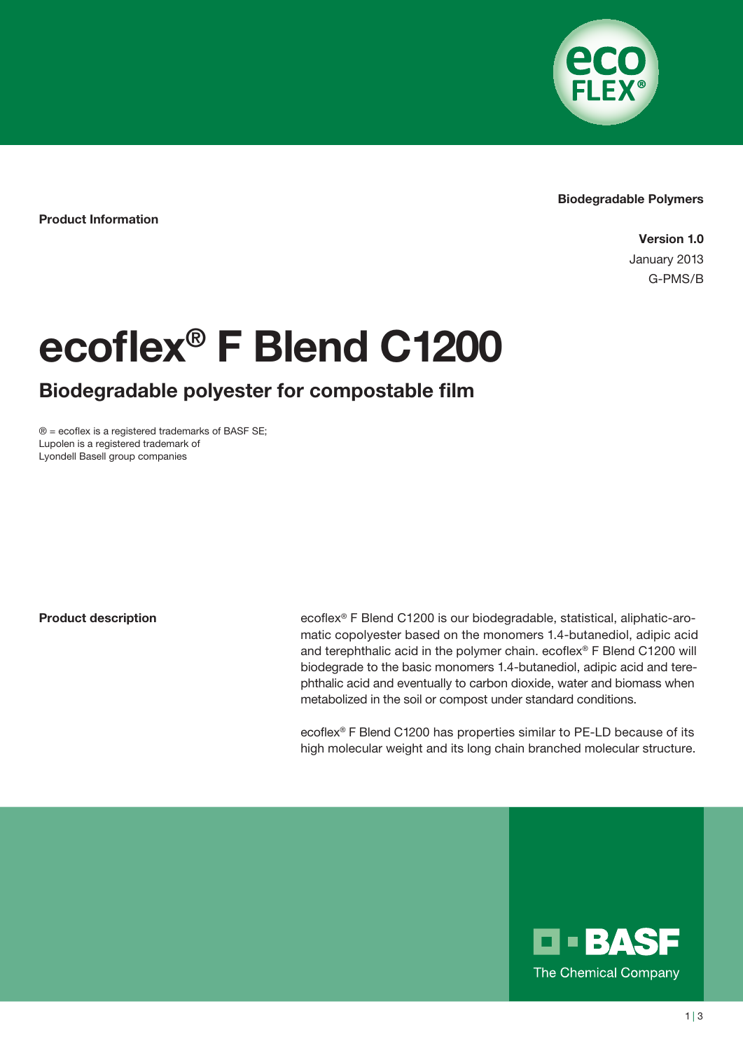Biodegradable Polymers

**Product Information**

**Version 1.0**
January 2013
G-PMS/B

# ecoflex® F Blend C1200

## Biodegradable polyester for compostable film

® = ecoflex is a registered trademarks of BASF SE;
Lupolen is a registered trademark of
Lyondell Basell group companies

**Product description**

ecoflex® F Blend C1200 is our biodegradable, statistical, aliphatic-aromatic copolyester based on the monomers 1.4-butanediol, adipic acid and terephthalic acid in the polymer chain. ecoflex® F Blend C1200 will biodegrade to the basic monomers 1.4-butanediol, adipic acid and terephthalic acid and eventually to carbon dioxide, water and biomass when metabolized in the soil or compost under standard conditions.

ecoflex® F Blend C1200 has properties similar to PE-LD because of its high molecular weight and its long chain branched molecular structure.

BASF
The Chemical Company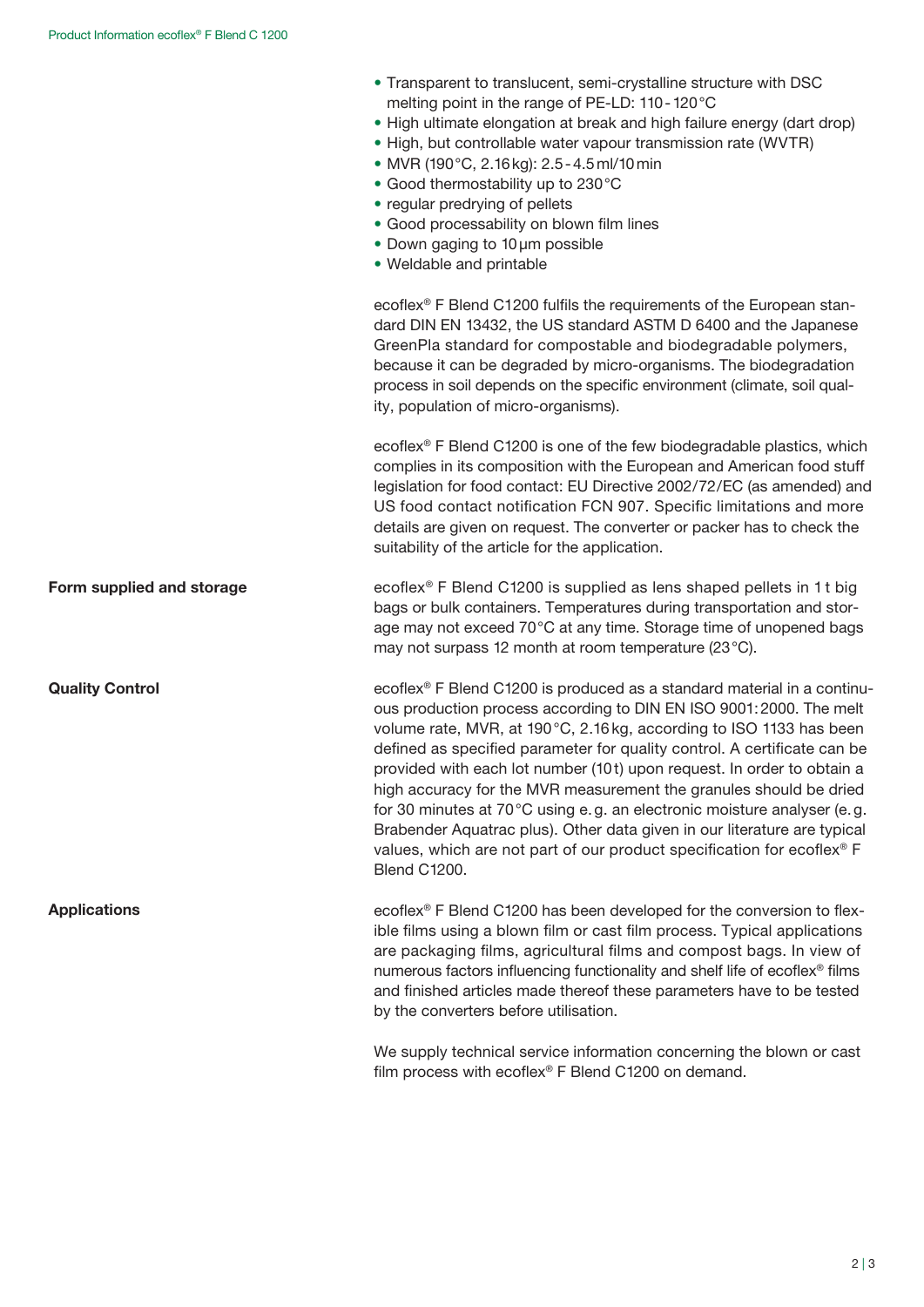- Transparent to translucent, semi-crystalline structure with DSC melting point in the range of PE-LD: 110 - 120 °C
- High ultimate elongation at break and high failure energy (dart drop)
- High, but controllable water vapour transmission rate (WVTR)
- MVR (190 °C, 2.16 kg): 2.5 - 4.5 ml/10 min
- Good thermostability up to 230 °C
- regular predrying of pellets
- Good processability on blown film lines
- Down gaging to 10 µm possible
- Weldable and printable

ecoflex® F Blend C1200 fulfils the requirements of the European standard DIN EN 13432, the US standard ASTM D 6400 and the Japanese GreenPla standard for compostable and biodegradable polymers, because it can be degraded by micro-organisms. The biodegradation process in soil depends on the specific environment (climate, soil quality, population of micro-organisms).

ecoflex® F Blend C1200 is one of the few biodegradable plastics, which complies in its composition with the European and American food stuff legislation for food contact: EU Directive 2002/72/EC (as amended) and US food contact notification FCN 907. Specific limitations and more details are given on request. The converter or packer has to check the suitability of the article for the application.

**Form supplied and storage**

ecoflex® F Blend C1200 is supplied as lens shaped pellets in 1 t big bags or bulk containers. Temperatures during transportation and storage may not exceed 70 °C at any time. Storage time of unopened bags may not surpass 12 month at room temperature (23 °C).

**Quality Control**

ecoflex® F Blend C1200 is produced as a standard material in a continuous production process according to DIN EN ISO 9001: 2000. The melt volume rate, MVR, at 190 °C, 2.16 kg, according to ISO 1133 has been defined as specified parameter for quality control. A certificate can be provided with each lot number (10 t) upon request. In order to obtain a high accuracy for the MVR measurement the granules should be dried for 30 minutes at 70 °C using e. g. an electronic moisture analyser (e. g. Brabender Aquatrac plus). Other data given in our literature are typical values, which are not part of our product specification for ecoflex® F Blend C1200.

**Applications**

ecoflex® F Blend C1200 has been developed for the conversion to flexible films using a blown film or cast film process. Typical applications are packaging films, agricultural films and compost bags. In view of numerous factors influencing functionality and shelf life of ecoflex® films and finished articles made thereof these parameters have to be tested by the converters before utilisation.

We supply technical service information concerning the blown or cast film process with ecoflex® F Blend C1200 on demand.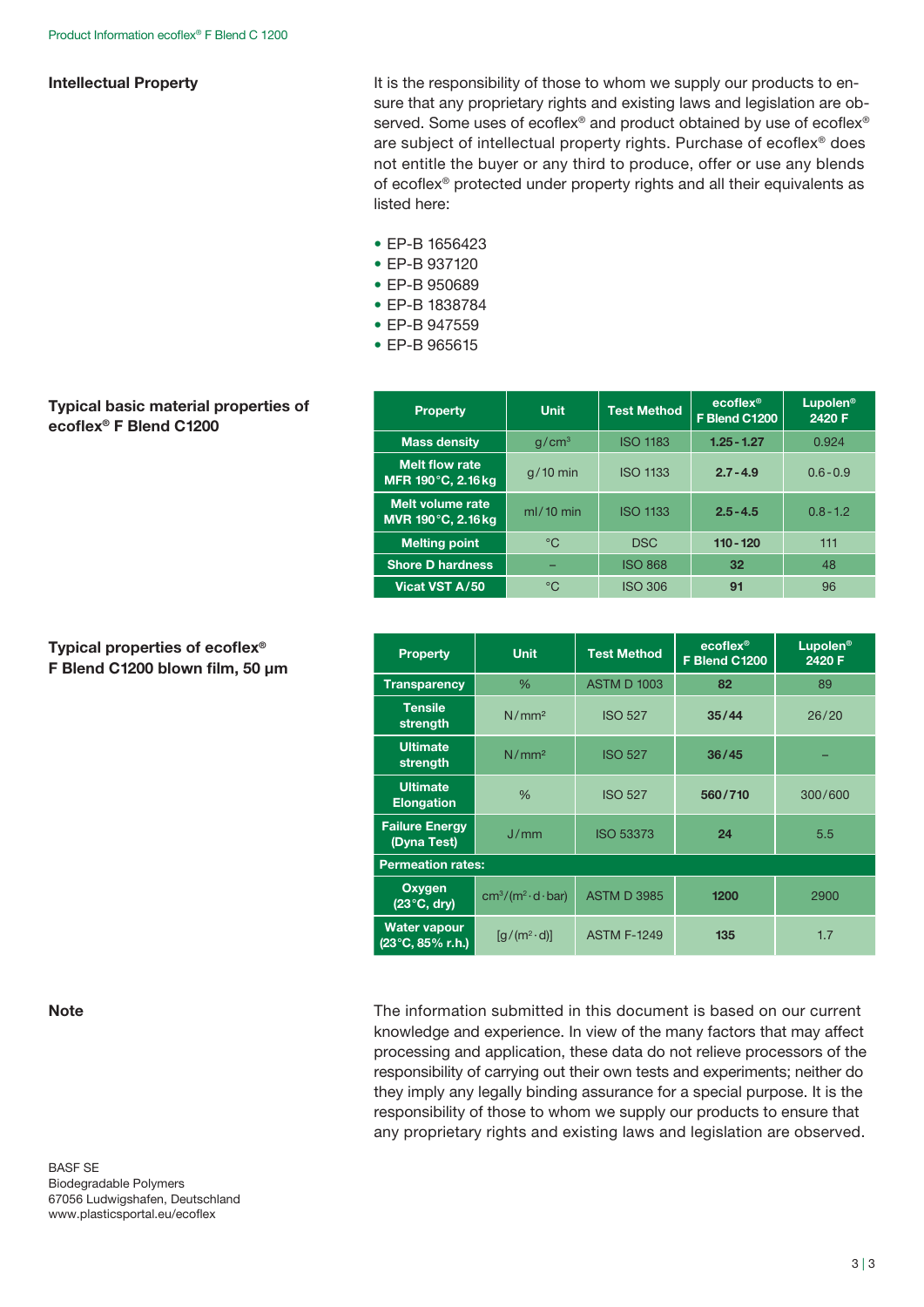## Intellectual Property

It is the responsibility of those to whom we supply our products to ensure that any proprietary rights and existing laws and legislation are observed. Some uses of ecoflex® and product obtained by use of ecoflex® are subject of intellectual property rights. Purchase of ecoflex® does not entitle the buyer or any third to produce, offer or use any blends of ecoflex® protected under property rights and all their equivalents as listed here:

- EP-B 1656423
- EP-B 937120
- EP-B 950689
- EP-B 1838784
- EP-B 947559
- EP-B 965615

## Typical basic material properties of ecoflex® F Blend C1200

| Property | Unit | Test Method | ecoflex® F Blend C1200 | Lupolen® 2420 F |
|---|---|---|---|---|
| Mass density | g/cm³ | ISO 1183 | **1.25 - 1.27** | 0.924 |
| Melt flow rate MFR 190 °C, 2.16 kg | g/10 min | ISO 1133 | **2.7 - 4.9** | 0.6 - 0.9 |
| Melt volume rate MVR 190 °C, 2.16 kg | ml/10 min | ISO 1133 | **2.5 - 4.5** | 0.8 - 1.2 |
| Melting point | °C | DSC | **110 - 120** | 111 |
| Shore D hardness | – | ISO 868 | **32** | 48 |
| Vicat VST A/50 | °C | ISO 306 | **91** | 96 |

## Typical properties of ecoflex® F Blend C1200 blown film, 50 µm

| Property | Unit | Test Method | ecoflex® F Blend C1200 | Lupolen® 2420 F |
|---|---|---|---|---|
| Transparency | % | ASTM D 1003 | **82** | 89 |
| Tensile strength | N/mm² | ISO 527 | **35/44** | 26/20 |
| Ultimate strength | N/mm² | ISO 527 | **36/45** | – |
| Ultimate Elongation | % | ISO 527 | **560/710** | 300/600 |
| Failure Energy (Dyna Test) | J/mm | ISO 53373 | **24** | 5.5 |
| **Permeation rates:** | | | | |
| Oxygen (23 °C, dry) | cm³/(m²·d·bar) | ASTM D 3985 | **1200** | 2900 |
| Water vapour (23 °C, 85% r.h.) | [g/(m²·d)] | ASTM F-1249 | **135** | 1.7 |

## Note

The information submitted in this document is based on our current knowledge and experience. In view of the many factors that may affect processing and application, these data do not relieve processors of the responsibility of carrying out their own tests and experiments; neither do they imply any legally binding assurance for a special purpose. It is the responsibility of those to whom we supply our products to ensure that any proprietary rights and existing laws and legislation are observed.

BASF SE
Biodegradable Polymers
67056 Ludwigshafen, Deutschland
www.plasticsportal.eu/ecoflex